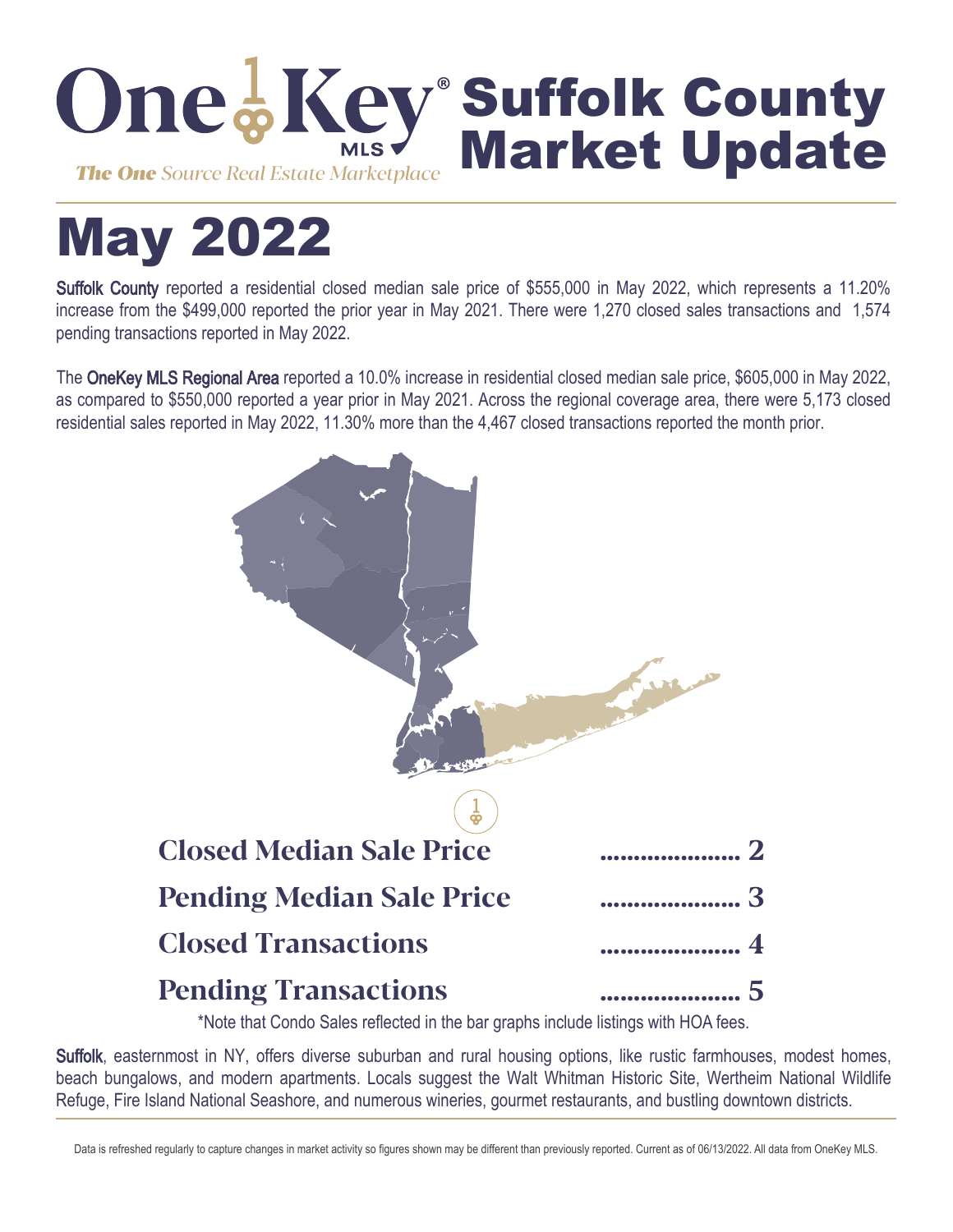# OneKey® MLS — Suffolk County Market Update

*The One Source Real Estate Marketplace*

# May 2022

**Suffolk County** reported a residential closed median sale price of $555,000 in May 2022, which represents a 11.20% increase from the $499,000 reported the prior year in May 2021. There were 1,270 closed sales transactions and 1,574 pending transactions reported in May 2022.

The **OneKey MLS Regional Area** reported a 10.0% increase in residential closed median sale price, $605,000 in May 2022, as compared to $550,000 reported a year prior in May 2021. Across the regional coverage area, there were 5,173 closed residential sales reported in May 2022, 11.30% more than the 4,467 closed transactions reported the month prior.

**Closed Median Sale Price** ..................... 2

**Pending Median Sale Price** ..................... 3

**Closed Transactions** ..................... 4

**Pending Transactions** ..................... 5

*Note that Condo Sales reflected in the bar graphs include listings with HOA fees.

**Suffolk**, easternmost in NY, offers diverse suburban and rural housing options, like rustic farmhouses, modest homes, beach bungalows, and modern apartments. Locals suggest the Walt Whitman Historic Site, Wertheim National Wildlife Refuge, Fire Island National Seashore, and numerous wineries, gourmet restaurants, and bustling downtown districts.

Data is refreshed regularly to capture changes in market activity so figures shown may be different than previously reported. Current as of 06/13/2022. All data from OneKey MLS.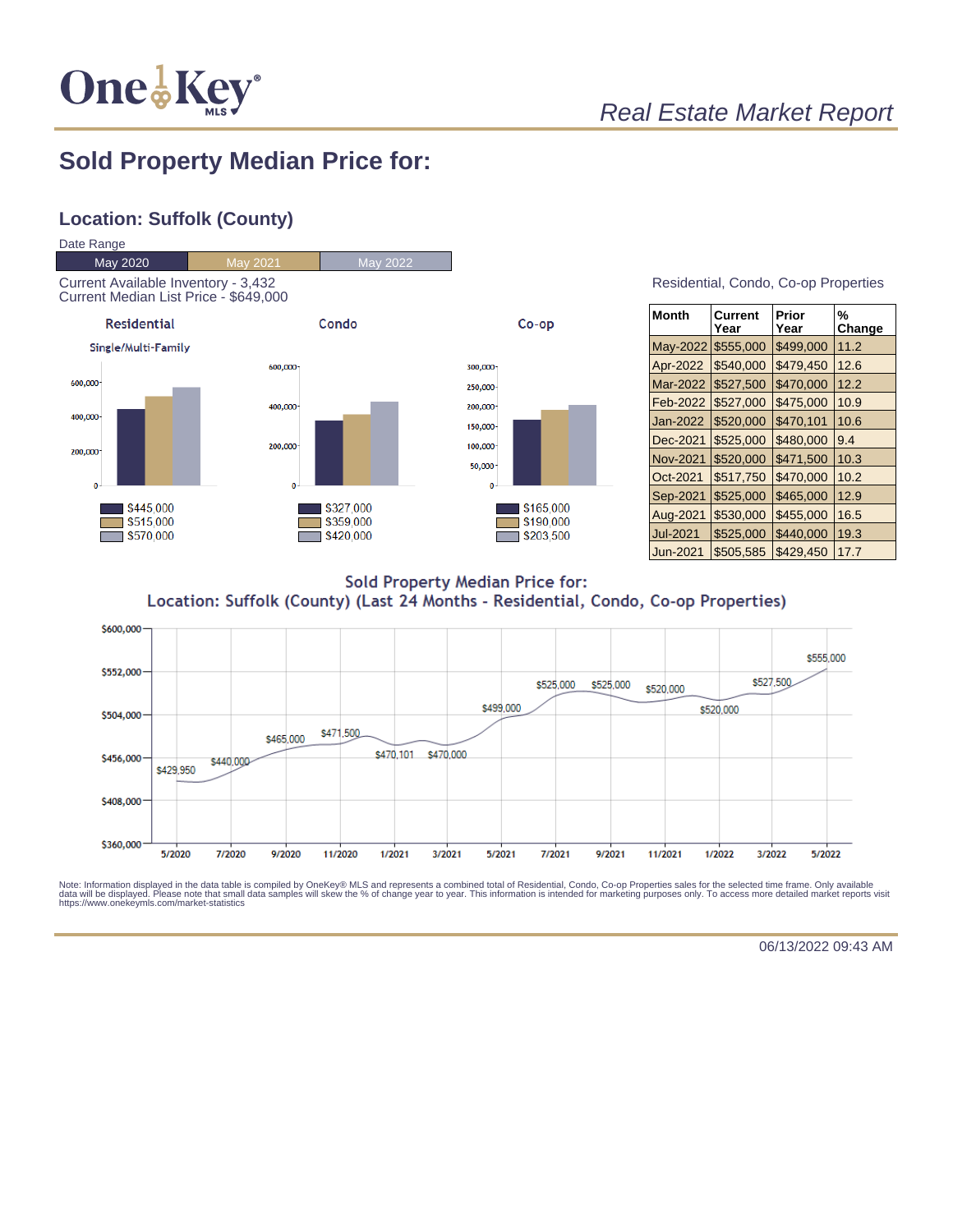*Real Estate Market Report*

# Sold Property Median Price for:

## Location: Suffolk (County)

Date Range

| May 2020 | May 2021 | May 2022 |
|---|---|---|

Current Available Inventory - 3,432
Current Median List Price - $649,000

**Residential** (Single/Multi-Family)

- May 2020: $445,000
- May 2021: $515,000
- May 2022: $570,000

**Condo**

- May 2020: $327,000
- May 2021: $359,000
- May 2022: $420,000

**Co-op**

- May 2020: $165,000
- May 2021: $190,000
- May 2022: $203,500

Residential, Condo, Co-op Properties

| Month | Current Year | Prior Year | % Change |
|---|---|---|---|
| May-2022 | $555,000 | $499,000 | 11.2 |
| Apr-2022 | $540,000 | $479,450 | 12.6 |
| Mar-2022 | $527,500 | $470,000 | 12.2 |
| Feb-2022 | $527,000 | $475,000 | 10.9 |
| Jan-2022 | $520,000 | $470,101 | 10.6 |
| Dec-2021 | $525,000 | $480,000 | 9.4 |
| Nov-2021 | $520,000 | $471,500 | 10.3 |
| Oct-2021 | $517,750 | $470,000 | 10.2 |
| Sep-2021 | $525,000 | $465,000 | 12.9 |
| Aug-2021 | $530,000 | $455,000 | 16.5 |
| Jul-2021 | $525,000 | $440,000 | 19.3 |
| Jun-2021 | $505,585 | $429,450 | 17.7 |

**Sold Property Median Price for:**
**Location: Suffolk (County) (Last 24 Months - Residential, Condo, Co-op Properties)**

| Month | Median Price |
|---|---|
| 5/2020 | $429,950 |
| 7/2020 | $440,000 |
| 9/2020 | $465,000 |
| 11/2020 | $471,500 |
| 1/2021 | $470,101 |
| 3/2021 | $470,000 |
| 5/2021 | $499,000 |
| 7/2021 | $525,000 |
| 9/2021 | $525,000 |
| 11/2021 | $520,000 |
| 1/2022 | $520,000 |
| 3/2022 | $527,500 |
| 5/2022 | $555,000 |

Note: Information displayed in the data table is compiled by OneKey® MLS and represents a combined total of Residential, Condo, Co-op Properties sales for the selected time frame. Only available data will be displayed. Please note that small data samples will skew the % of change year to year. This information is intended for marketing purposes only. To access more detailed market reports visit https://www.onekeymls.com/market-statistics

06/13/2022 09:43 AM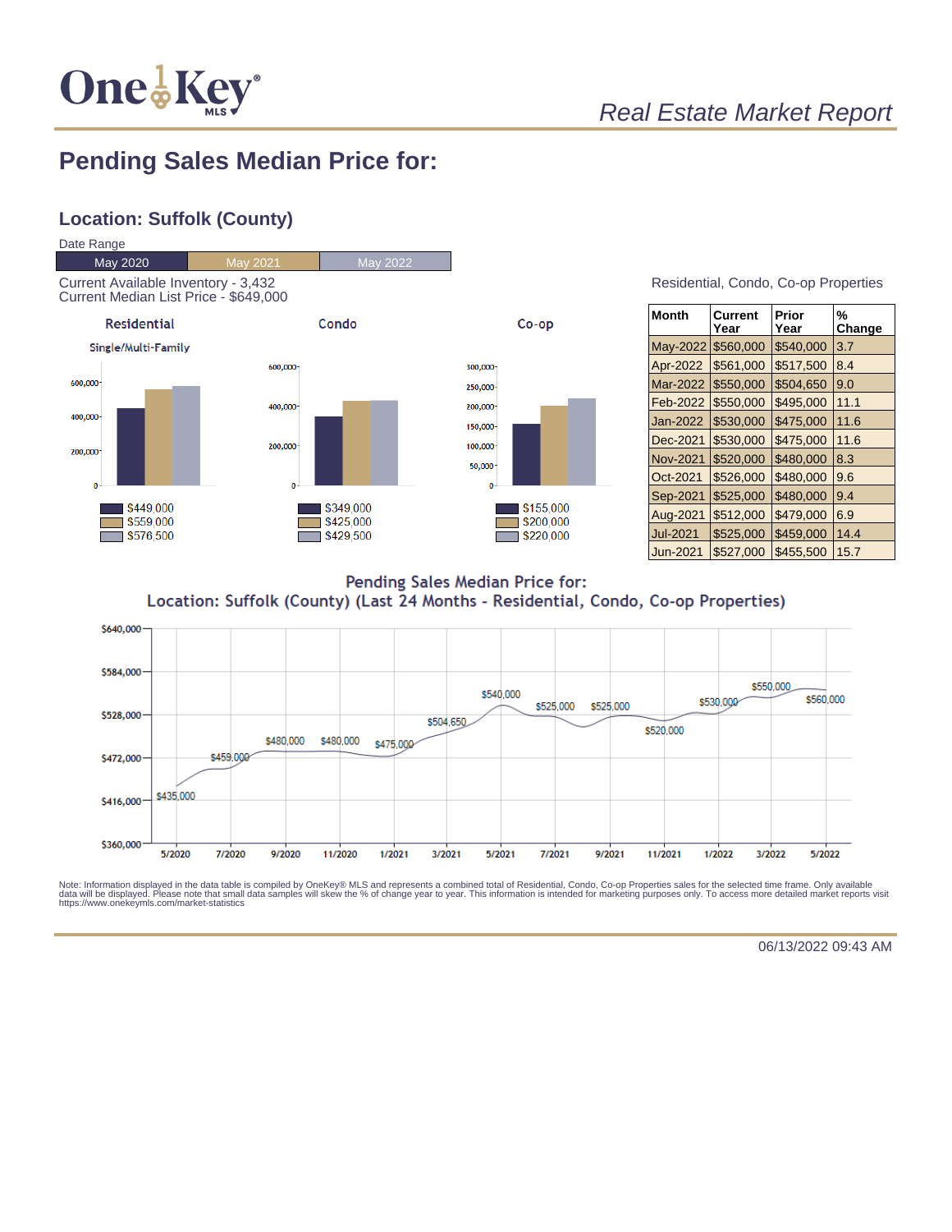# Real Estate Market Report

## Pending Sales Median Price for:

### Location: Suffolk (County)

Date Range

| May 2020 | May 2021 | May 2022 |
|---|---|---|

Current Available Inventory - 3,432
Current Median List Price - $649,000

**Residential** (Single/Multi-Family)

| Period | Value |
|---|---|
| May 2020 | $449,000 |
| May 2021 | $559,000 |
| May 2022 | $576,500 |

**Condo**

| Period | Value |
|---|---|
| May 2020 | $349,000 |
| May 2021 | $425,000 |
| May 2022 | $429,500 |

**Co-op**

| Period | Value |
|---|---|
| May 2020 | $155,000 |
| May 2021 | $200,000 |
| May 2022 | $220,000 |

Residential, Condo, Co-op Properties

| Month | Current Year | Prior Year | % Change |
|---|---|---|---|
| May-2022 | $560,000 | $540,000 | 3.7 |
| Apr-2022 | $561,000 | $517,500 | 8.4 |
| Mar-2022 | $550,000 | $504,650 | 9.0 |
| Feb-2022 | $550,000 | $495,000 | 11.1 |
| Jan-2022 | $530,000 | $475,000 | 11.6 |
| Dec-2021 | $530,000 | $475,000 | 11.6 |
| Nov-2021 | $520,000 | $480,000 | 8.3 |
| Oct-2021 | $526,000 | $480,000 | 9.6 |
| Sep-2021 | $525,000 | $480,000 | 9.4 |
| Aug-2021 | $512,000 | $479,000 | 6.9 |
| Jul-2021 | $525,000 | $459,000 | 14.4 |
| Jun-2021 | $527,000 | $455,500 | 15.7 |

**Pending Sales Median Price for:**
**Location: Suffolk (County) (Last 24 Months - Residential, Condo, Co-op Properties)**

| Month | Value |
|---|---|
| 5/2020 | $435,000 |
| 7/2020 | $459,000 |
| 9/2020 | $480,000 |
| 11/2020 | $480,000 |
| 1/2021 | $475,000 |
| 3/2021 | $504,650 |
| 5/2021 | $540,000 |
| 7/2021 | $525,000 |
| 9/2021 | $525,000 |
| 11/2021 | $520,000 |
| 1/2022 | $530,000 |
| 3/2022 | $550,000 |
| 5/2022 | $560,000 |

Note: Information displayed in the data table is compiled by OneKey® MLS and represents a combined total of Residential, Condo, Co-op Properties sales for the selected time frame. Only available data will be displayed. Please note that small data samples will skew the % of change year to year. This information is intended for marketing purposes only. To access more detailed market reports visit https://www.onekeymls.com/market-statistics

06/13/2022 09:43 AM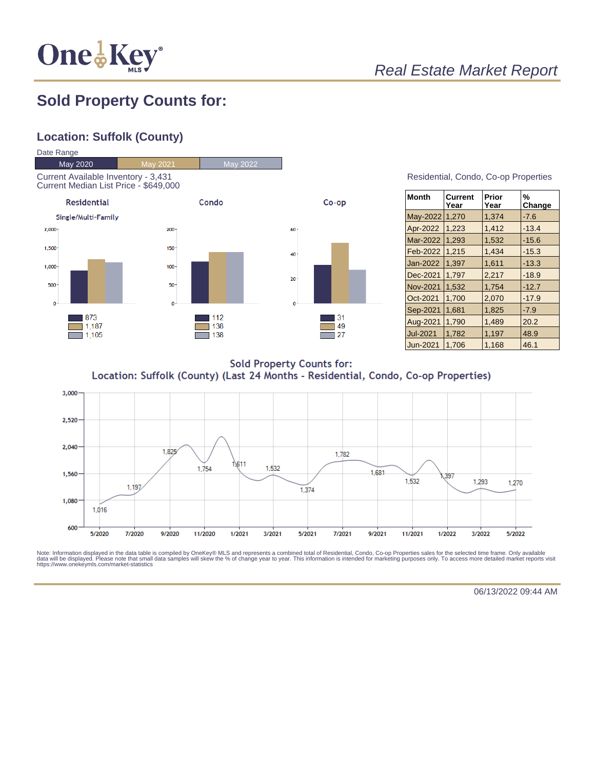*Real Estate Market Report*

## Sold Property Counts for:

### Location: Suffolk (County)

Date Range

| May 2020 | May 2021 | May 2022 |
|---|---|---|

Current Available Inventory - 3,431
Current Median List Price - $649,000

**Residential** (Single/Multi-Family)

| Period | Count |
|---|---|
| May 2020 | 873 |
| May 2021 | 1,187 |
| May 2022 | 1,105 |

**Condo**

| Period | Count |
|---|---|
| May 2020 | 112 |
| May 2021 | 138 |
| May 2022 | 138 |

**Co-op**

| Period | Count |
|---|---|
| May 2020 | 31 |
| May 2021 | 49 |
| May 2022 | 27 |

Residential, Condo, Co-op Properties

| Month | Current Year | Prior Year | % Change |
|---|---|---|---|
| May-2022 | 1,270 | 1,374 | -7.6 |
| Apr-2022 | 1,223 | 1,412 | -13.4 |
| Mar-2022 | 1,293 | 1,532 | -15.6 |
| Feb-2022 | 1,215 | 1,434 | -15.3 |
| Jan-2022 | 1,397 | 1,611 | -13.3 |
| Dec-2021 | 1,797 | 2,217 | -18.9 |
| Nov-2021 | 1,532 | 1,754 | -12.7 |
| Oct-2021 | 1,700 | 2,070 | -17.9 |
| Sep-2021 | 1,681 | 1,825 | -7.9 |
| Aug-2021 | 1,790 | 1,489 | 20.2 |
| Jul-2021 | 1,782 | 1,197 | 48.9 |
| Jun-2021 | 1,706 | 1,168 | 46.1 |

**Sold Property Counts for:**
**Location: Suffolk (County) (Last 24 Months - Residential, Condo, Co-op Properties)**

| Month | Count |
|---|---|
| 5/2020 | 1,016 |
| 7/2020 | 1,197 |
| 9/2020 | 1,825 |
| 11/2020 | 1,754 |
| 1/2021 | 1,611 |
| 3/2021 | 1,532 |
| 5/2021 | 1,374 |
| 7/2021 | 1,782 |
| 9/2021 | 1,681 |
| 11/2021 | 1,532 |
| 1/2022 | 1,397 |
| 3/2022 | 1,293 |
| 5/2022 | 1,270 |

Note: Information displayed in the data table is compiled by OneKey® MLS and represents a combined total of Residential, Condo, Co-op Properties sales for the selected time frame. Only available data will be displayed. Please note that small data samples will skew the % of change year to year. This information is intended for marketing purposes only. To access more detailed market reports visit https://www.onekeymls.com/market-statistics

06/13/2022 09:44 AM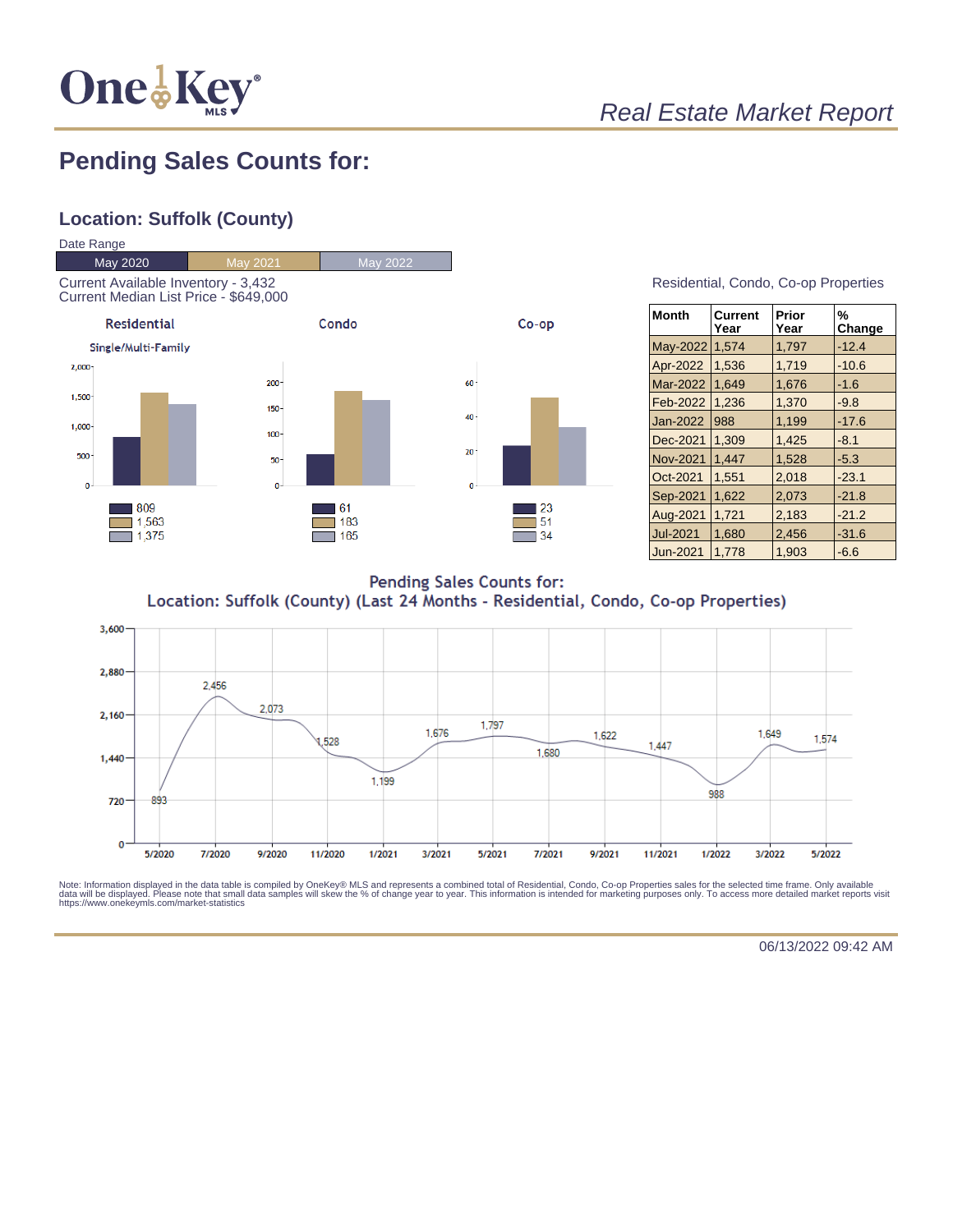OneKey MLS

*Real Estate Market Report*

# Pending Sales Counts for:

## Location: Suffolk (County)

Date Range

May 2020 | May 2021 | May 2022

Current Available Inventory - 3,432
Current Median List Price - $649,000

Residential

Single/Multi-Family

2,000
1,500
1,000
500
0

809
1,563
1,375

Condo

200
150
100
50
0

61
183
165

Co-op

60
40
20
0

23
51
34

Residential, Condo, Co-op Properties

| Month | Current Year | Prior Year | % Change |
|---|---|---|---|
| May-2022 | 1,574 | 1,797 | -12.4 |
| Apr-2022 | 1,536 | 1,719 | -10.6 |
| Mar-2022 | 1,649 | 1,676 | -1.6 |
| Feb-2022 | 1,236 | 1,370 | -9.8 |
| Jan-2022 | 988 | 1,199 | -17.6 |
| Dec-2021 | 1,309 | 1,425 | -8.1 |
| Nov-2021 | 1,447 | 1,528 | -5.3 |
| Oct-2021 | 1,551 | 2,018 | -23.1 |
| Sep-2021 | 1,622 | 2,073 | -21.8 |
| Aug-2021 | 1,721 | 2,183 | -21.2 |
| Jul-2021 | 1,680 | 2,456 | -31.6 |
| Jun-2021 | 1,778 | 1,903 | -6.6 |

Pending Sales Counts for:
Location: Suffolk (County) (Last 24 Months - Residential, Condo, Co-op Properties)

3,600
2,880
2,160
1,440
720
0

893
2,456
2,073
1,528
1,199
1,676
1,797
1,680
1,622
1,447
988
1,649
1,574

5/2020 7/2020 9/2020 11/2020 1/2021 3/2021 5/2021 7/2021 9/2021 11/2021 1/2022 3/2022 5/2022

Note: Information displayed in the data table is compiled by OneKey® MLS and represents a combined total of Residential, Condo, Co-op Properties sales for the selected time frame. Only available data will be displayed. Please note that small data samples will skew the % of change year to year. This information is intended for marketing purposes only. To access more detailed market reports visit https://www.onekeymls.com/market-statistics

06/13/2022 09:42 AM